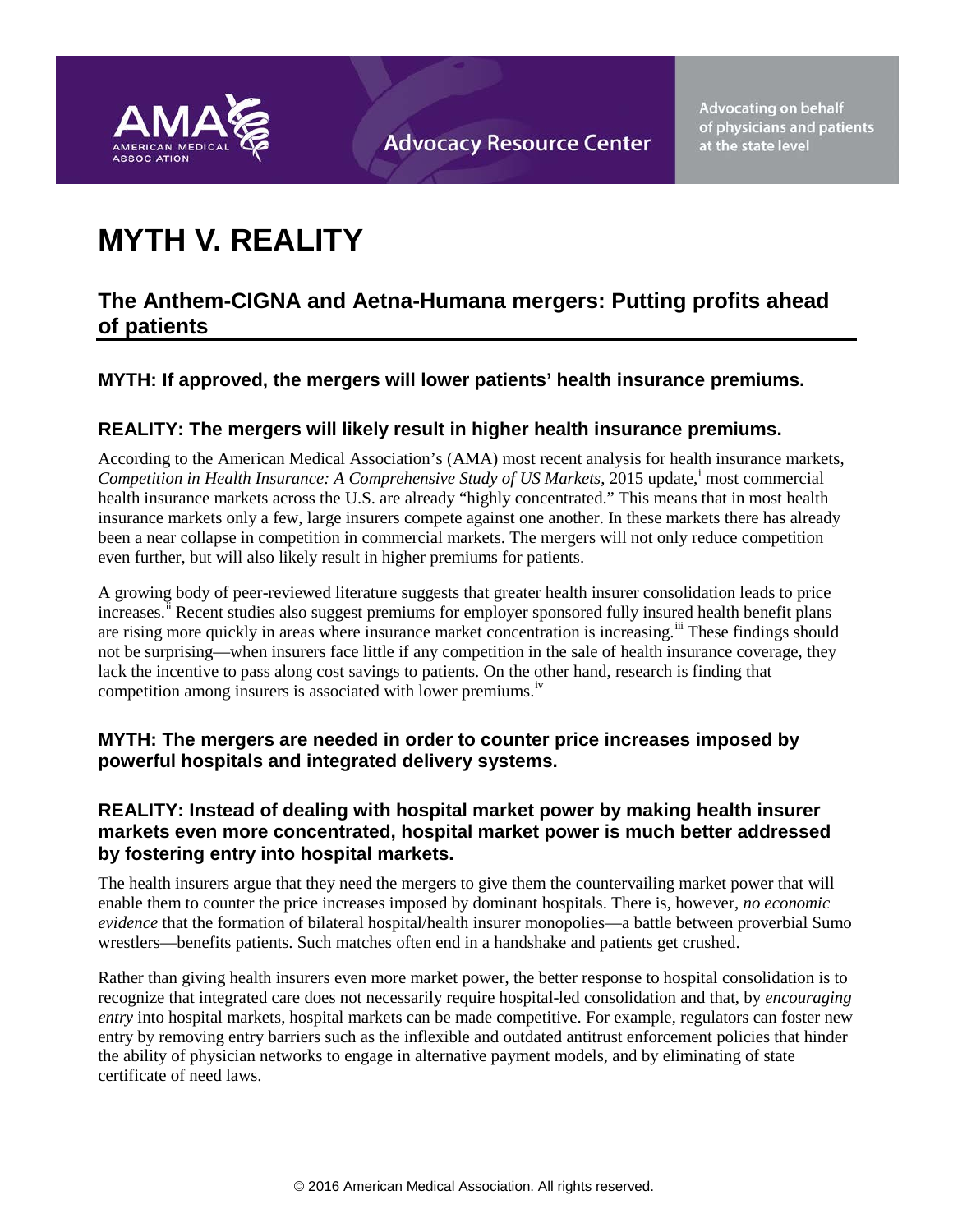# MYTH V. REALITY

## The Anthem-CIGNA and Aetna-Humana mergers: Putting profits ahead of patients

### MYTH: If approved, the mergers will lower patients' health insurance premiums.

### REALITY: The mergers will likely result in higher health insurance premiums.

According to the American Medical Association's (AMA) most recent analysis for health insurance markets, *Competition in Health Insurance: A Comprehensive Study of US Markets*, 2015 update,[i] most commercial health insurance markets across the U.S. are already "highly concentrated." This means that in most health insurance markets only a few, large insurers compete against one another. In these markets there has already been a near collapse in competition in commercial markets. The mergers will not only reduce competition even further, but will also likely result in higher premiums for patients.

A growing body of peer-reviewed literature suggests that greater health insurer consolidation leads to price increases.[ii] Recent studies also suggest premiums for employer sponsored fully insured health benefit plans are rising more quickly in areas where insurance market concentration is increasing.[iii] These findings should not be surprising—when insurers face little if any competition in the sale of health insurance coverage, they lack the incentive to pass along cost savings to patients. On the other hand, research is finding that competition among insurers is associated with lower premiums.[iv]

### MYTH: The mergers are needed in order to counter price increases imposed by powerful hospitals and integrated delivery systems.

### REALITY: Instead of dealing with hospital market power by making health insurer markets even more concentrated, hospital market power is much better addressed by fostering entry into hospital markets.

The health insurers argue that they need the mergers to give them the countervailing market power that will enable them to counter the price increases imposed by dominant hospitals. There is, however, *no economic evidence* that the formation of bilateral hospital/health insurer monopolies—a battle between proverbial Sumo wrestlers—benefits patients. Such matches often end in a handshake and patients get crushed.

Rather than giving health insurers even more market power, the better response to hospital consolidation is to recognize that integrated care does not necessarily require hospital-led consolidation and that, by *encouraging entry* into hospital markets, hospital markets can be made competitive. For example, regulators can foster new entry by removing entry barriers such as the inflexible and outdated antitrust enforcement policies that hinder the ability of physician networks to engage in alternative payment models, and by eliminating of state certificate of need laws.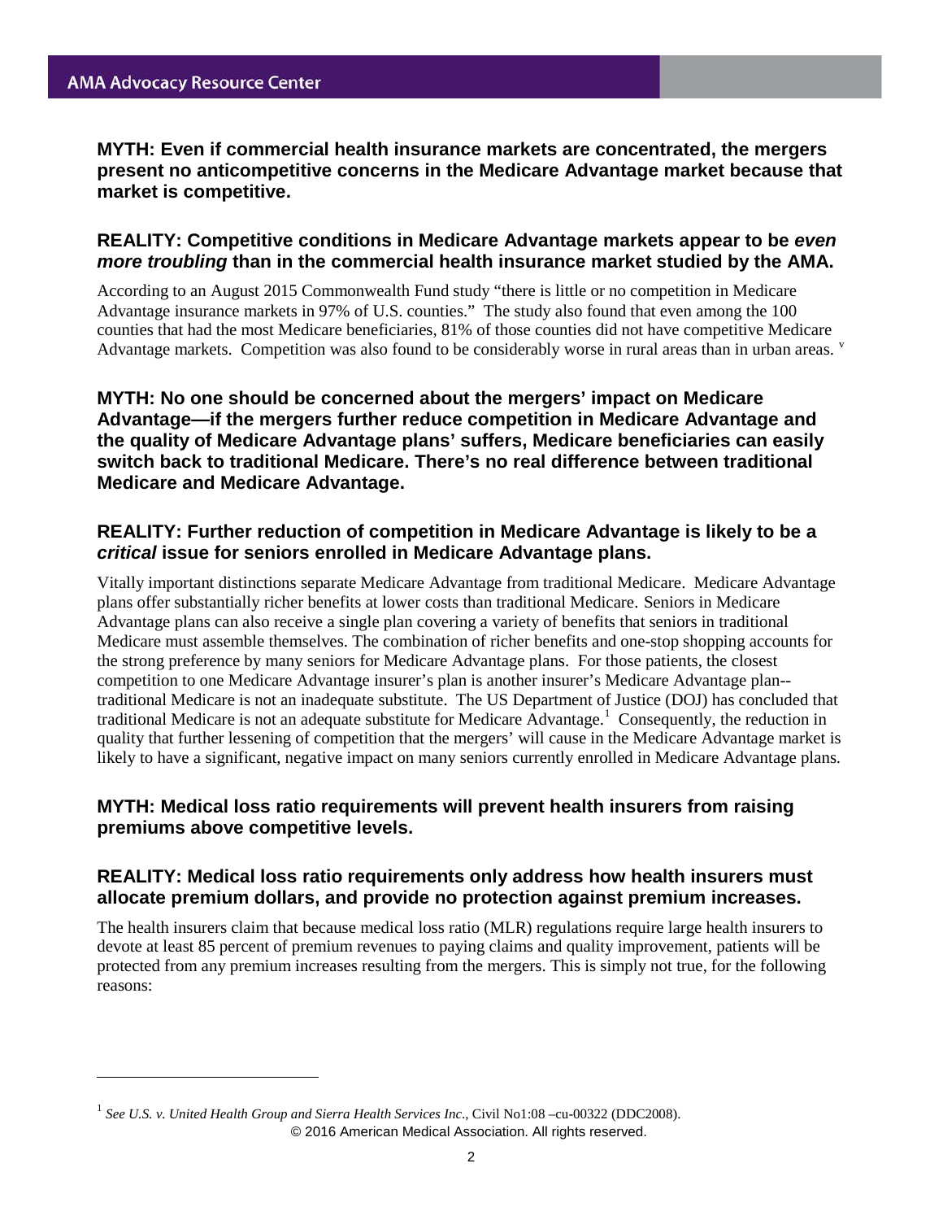**MYTH: Even if commercial health insurance markets are concentrated, the mergers present no anticompetitive concerns in the Medicare Advantage market because that market is competitive.**

**REALITY: Competitive conditions in Medicare Advantage markets appear to be *even more troubling* than in the commercial health insurance market studied by the AMA.**

According to an August 2015 Commonwealth Fund study "there is little or no competition in Medicare Advantage insurance markets in 97% of U.S. counties." The study also found that even among the 100 counties that had the most Medicare beneficiaries, 81% of those counties did not have competitive Medicare Advantage markets. Competition was also found to be considerably worse in rural areas than in urban areas. [v]

**MYTH: No one should be concerned about the mergers' impact on Medicare Advantage—if the mergers further reduce competition in Medicare Advantage and the quality of Medicare Advantage plans' suffers, Medicare beneficiaries can easily switch back to traditional Medicare. There's no real difference between traditional Medicare and Medicare Advantage.**

**REALITY: Further reduction of competition in Medicare Advantage is likely to be a *critical* issue for seniors enrolled in Medicare Advantage plans.**

Vitally important distinctions separate Medicare Advantage from traditional Medicare. Medicare Advantage plans offer substantially richer benefits at lower costs than traditional Medicare. Seniors in Medicare Advantage plans can also receive a single plan covering a variety of benefits that seniors in traditional Medicare must assemble themselves. The combination of richer benefits and one-stop shopping accounts for the strong preference by many seniors for Medicare Advantage plans. For those patients, the closest competition to one Medicare Advantage insurer's plan is another insurer's Medicare Advantage plan--traditional Medicare is not an inadequate substitute. The US Department of Justice (DOJ) has concluded that traditional Medicare is not an adequate substitute for Medicare Advantage.[1] Consequently, the reduction in quality that further lessening of competition that the mergers' will cause in the Medicare Advantage market is likely to have a significant, negative impact on many seniors currently enrolled in Medicare Advantage plans.

**MYTH: Medical loss ratio requirements will prevent health insurers from raising premiums above competitive levels.**

**REALITY: Medical loss ratio requirements only address how health insurers must allocate premium dollars, and provide no protection against premium increases.**

The health insurers claim that because medical loss ratio (MLR) regulations require large health insurers to devote at least 85 percent of premium revenues to paying claims and quality improvement, patients will be protected from any premium increases resulting from the mergers. This is simply not true, for the following reasons:

---

[1] *See U.S. v. United Health Group and Sierra Health Services Inc*., Civil No1:08 –cu-00322 (DDC2008).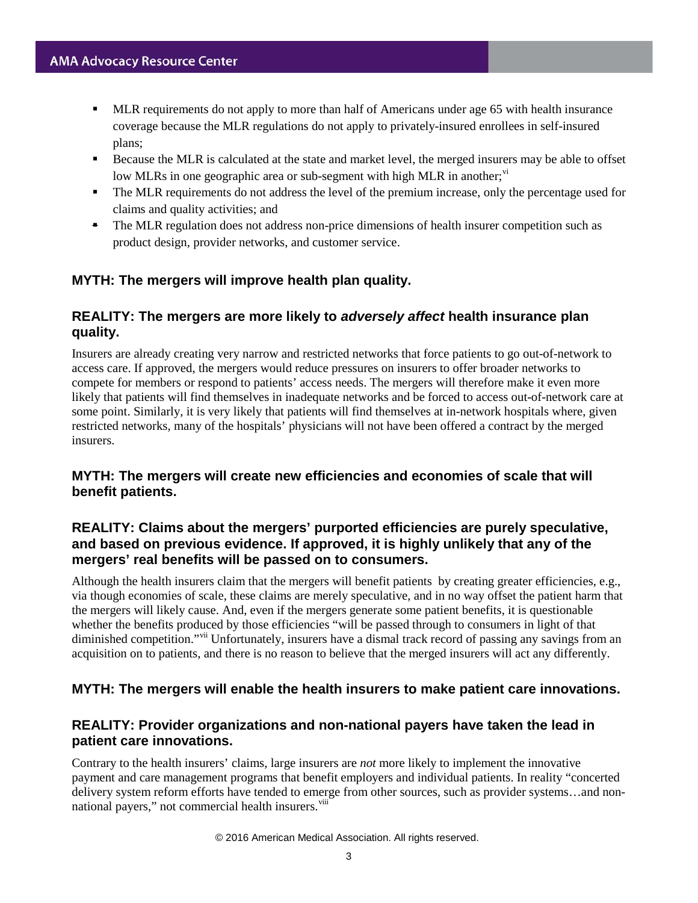- MLR requirements do not apply to more than half of Americans under age 65 with health insurance coverage because the MLR regulations do not apply to privately-insured enrollees in self-insured plans;
- Because the MLR is calculated at the state and market level, the merged insurers may be able to offset low MLRs in one geographic area or sub-segment with high MLR in another;[vi]
- The MLR requirements do not address the level of the premium increase, only the percentage used for claims and quality activities; and
- The MLR regulation does not address non-price dimensions of health insurer competition such as product design, provider networks, and customer service.

### MYTH: The mergers will improve health plan quality.

### REALITY: The mergers are more likely to *adversely affect* health insurance plan quality.

Insurers are already creating very narrow and restricted networks that force patients to go out-of-network to access care. If approved, the mergers would reduce pressures on insurers to offer broader networks to compete for members or respond to patients' access needs. The mergers will therefore make it even more likely that patients will find themselves in inadequate networks and be forced to access out-of-network care at some point. Similarly, it is very likely that patients will find themselves at in-network hospitals where, given restricted networks, many of the hospitals' physicians will not have been offered a contract by the merged insurers.

### MYTH: The mergers will create new efficiencies and economies of scale that will benefit patients.

### REALITY: Claims about the mergers' purported efficiencies are purely speculative, and based on previous evidence. If approved, it is highly unlikely that any of the mergers' real benefits will be passed on to consumers.

Although the health insurers claim that the mergers will benefit patients by creating greater efficiencies, e.g., via though economies of scale, these claims are merely speculative, and in no way offset the patient harm that the mergers will likely cause. And, even if the mergers generate some patient benefits, it is questionable whether the benefits produced by those efficiencies "will be passed through to consumers in light of that diminished competition."[vii] Unfortunately, insurers have a dismal track record of passing any savings from an acquisition on to patients, and there is no reason to believe that the merged insurers will act any differently.

### MYTH: The mergers will enable the health insurers to make patient care innovations.

### REALITY: Provider organizations and non-national payers have taken the lead in patient care innovations.

Contrary to the health insurers' claims, large insurers are *not* more likely to implement the innovative payment and care management programs that benefit employers and individual patients. In reality "concerted delivery system reform efforts have tended to emerge from other sources, such as provider systems…and non-national payers," not commercial health insurers.[viii]

© 2016 American Medical Association. All rights reserved.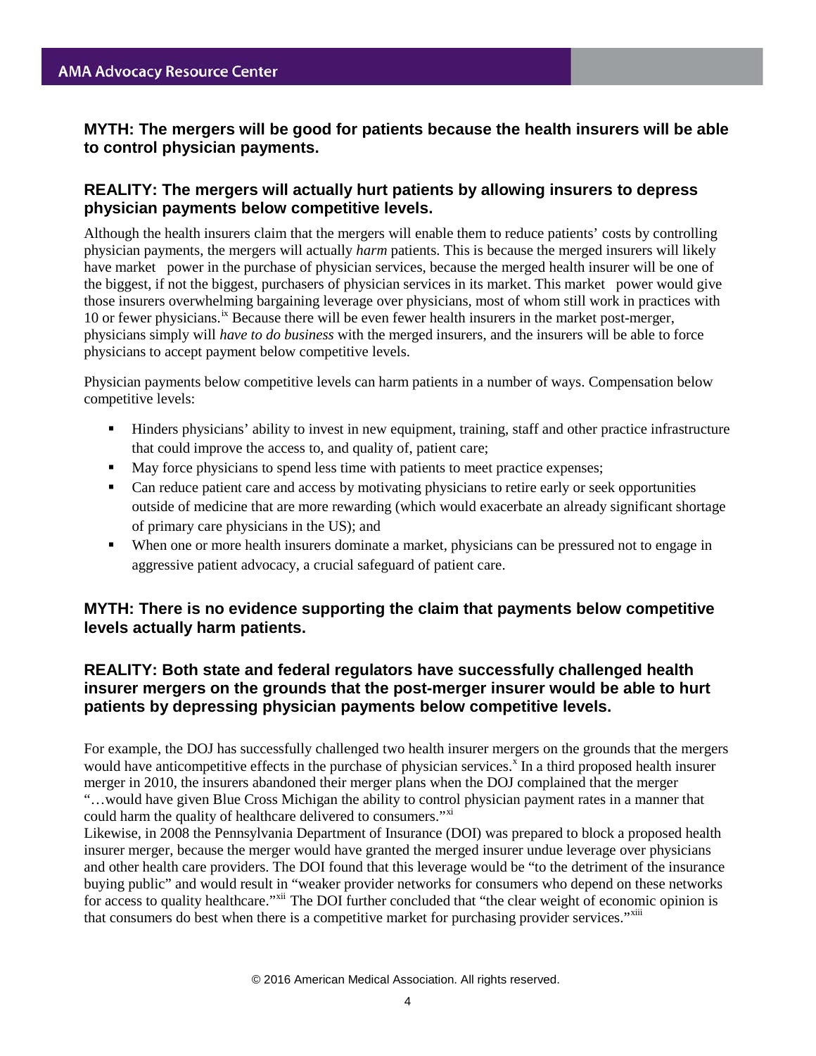### MYTH: The mergers will be good for patients because the health insurers will be able to control physician payments.

### REALITY: The mergers will actually hurt patients by allowing insurers to depress physician payments below competitive levels.

Although the health insurers claim that the mergers will enable them to reduce patients' costs by controlling physician payments, the mergers will actually *harm* patients. This is because the merged insurers will likely have market power in the purchase of physician services, because the merged health insurer will be one of the biggest, if not the biggest, purchasers of physician services in its market. This market power would give those insurers overwhelming bargaining leverage over physicians, most of whom still work in practices with 10 or fewer physicians.[ix] Because there will be even fewer health insurers in the market post-merger, physicians simply will *have to do business* with the merged insurers, and the insurers will be able to force physicians to accept payment below competitive levels.

Physician payments below competitive levels can harm patients in a number of ways. Compensation below competitive levels:

- Hinders physicians' ability to invest in new equipment, training, staff and other practice infrastructure that could improve the access to, and quality of, patient care;
- May force physicians to spend less time with patients to meet practice expenses;
- Can reduce patient care and access by motivating physicians to retire early or seek opportunities outside of medicine that are more rewarding (which would exacerbate an already significant shortage of primary care physicians in the US); and
- When one or more health insurers dominate a market, physicians can be pressured not to engage in aggressive patient advocacy, a crucial safeguard of patient care.

### MYTH: There is no evidence supporting the claim that payments below competitive levels actually harm patients.

### REALITY: Both state and federal regulators have successfully challenged health insurer mergers on the grounds that the post-merger insurer would be able to hurt patients by depressing physician payments below competitive levels.

For example, the DOJ has successfully challenged two health insurer mergers on the grounds that the mergers would have anticompetitive effects in the purchase of physician services.[x] In a third proposed health insurer merger in 2010, the insurers abandoned their merger plans when the DOJ complained that the merger "…would have given Blue Cross Michigan the ability to control physician payment rates in a manner that could harm the quality of healthcare delivered to consumers."[xi]

Likewise, in 2008 the Pennsylvania Department of Insurance (DOI) was prepared to block a proposed health insurer merger, because the merger would have granted the merged insurer undue leverage over physicians and other health care providers. The DOI found that this leverage would be "to the detriment of the insurance buying public" and would result in "weaker provider networks for consumers who depend on these networks for access to quality healthcare."[xii] The DOI further concluded that "the clear weight of economic opinion is that consumers do best when there is a competitive market for purchasing provider services."[xiii]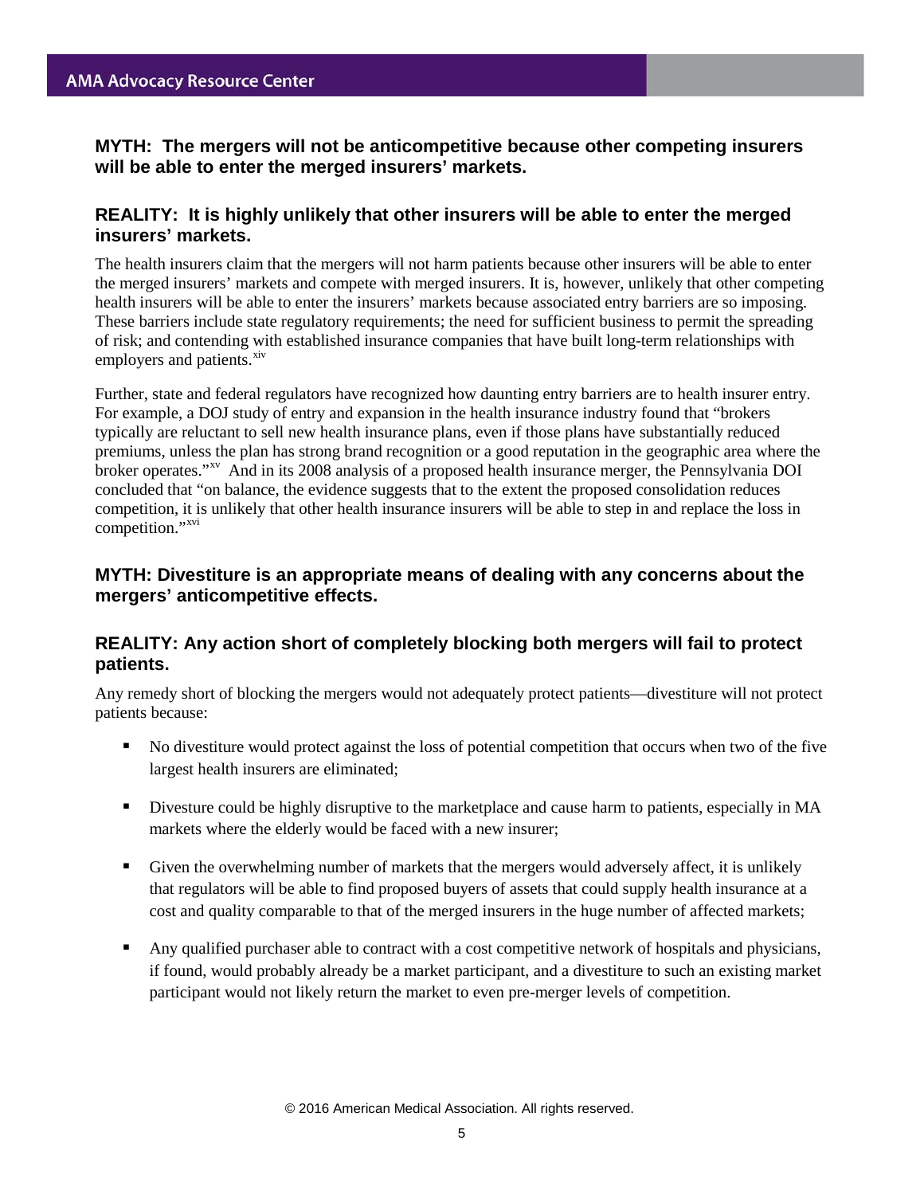### MYTH: The mergers will not be anticompetitive because other competing insurers will be able to enter the merged insurers' markets.

### REALITY: It is highly unlikely that other insurers will be able to enter the merged insurers' markets.

The health insurers claim that the mergers will not harm patients because other insurers will be able to enter the merged insurers' markets and compete with merged insurers. It is, however, unlikely that other competing health insurers will be able to enter the insurers' markets because associated entry barriers are so imposing. These barriers include state regulatory requirements; the need for sufficient business to permit the spreading of risk; and contending with established insurance companies that have built long-term relationships with employers and patients.[xiv]

Further, state and federal regulators have recognized how daunting entry barriers are to health insurer entry. For example, a DOJ study of entry and expansion in the health insurance industry found that "brokers typically are reluctant to sell new health insurance plans, even if those plans have substantially reduced premiums, unless the plan has strong brand recognition or a good reputation in the geographic area where the broker operates."[xv] And in its 2008 analysis of a proposed health insurance merger, the Pennsylvania DOI concluded that "on balance, the evidence suggests that to the extent the proposed consolidation reduces competition, it is unlikely that other health insurance insurers will be able to step in and replace the loss in competition."[xvi]

### MYTH: Divestiture is an appropriate means of dealing with any concerns about the mergers' anticompetitive effects.

### REALITY: Any action short of completely blocking both mergers will fail to protect patients.

Any remedy short of blocking the mergers would not adequately protect patients—divestiture will not protect patients because:

- No divestiture would protect against the loss of potential competition that occurs when two of the five largest health insurers are eliminated;
- Divesture could be highly disruptive to the marketplace and cause harm to patients, especially in MA markets where the elderly would be faced with a new insurer;
- Given the overwhelming number of markets that the mergers would adversely affect, it is unlikely that regulators will be able to find proposed buyers of assets that could supply health insurance at a cost and quality comparable to that of the merged insurers in the huge number of affected markets;
- Any qualified purchaser able to contract with a cost competitive network of hospitals and physicians, if found, would probably already be a market participant, and a divestiture to such an existing market participant would not likely return the market to even pre-merger levels of competition.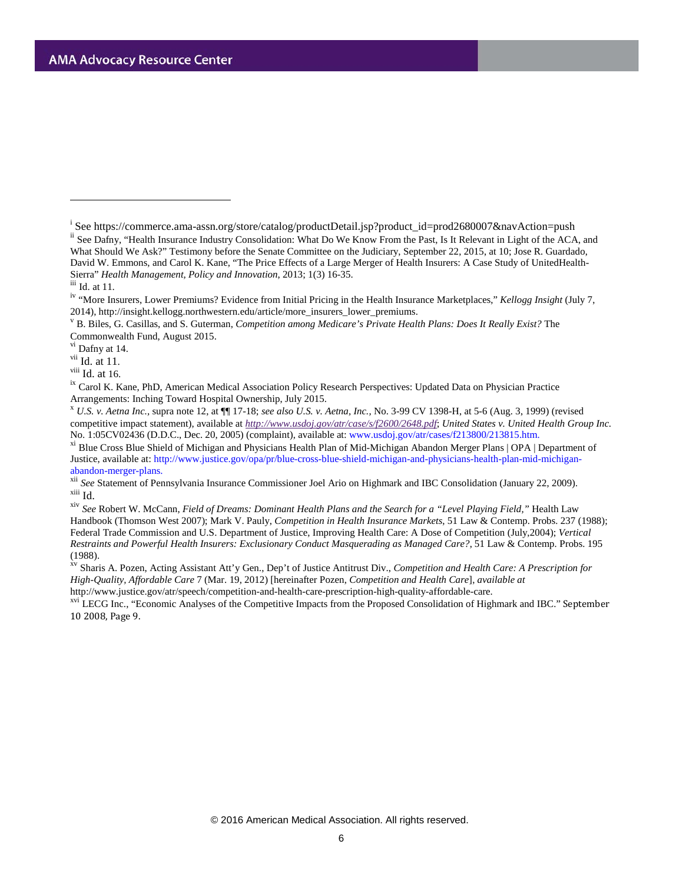[i] See https://commerce.ama-assn.org/store/catalog/productDetail.jsp?product_id=prod2680007&navAction=push

[ii] See Dafny, "Health Insurance Industry Consolidation: What Do We Know From the Past, Is It Relevant in Light of the ACA, and What Should We Ask?" Testimony before the Senate Committee on the Judiciary, September 22, 2015, at 10; Jose R. Guardado, David W. Emmons, and Carol K. Kane, "The Price Effects of a Large Merger of Health Insurers: A Case Study of UnitedHealth-Sierra" *Health Management, Policy and Innovation*, 2013; 1(3) 16-35.

[iii] Id. at 11.

[iv] "More Insurers, Lower Premiums? Evidence from Initial Pricing in the Health Insurance Marketplaces," *Kellogg Insight* (July 7, 2014), http://insight.kellogg.northwestern.edu/article/more_insurers_lower_premiums.

[v] B. Biles, G. Casillas, and S. Guterman, *Competition among Medicare's Private Health Plans: Does It Really Exist?* The Commonwealth Fund, August 2015.

[vi] Dafny at 14.

[vii] Id. at 11.

[viii] Id. at 16.

[ix] Carol K. Kane, PhD, American Medical Association Policy Research Perspectives: Updated Data on Physician Practice Arrangements: Inching Toward Hospital Ownership, July 2015.

[x] *U.S. v. Aetna Inc.*, supra note 12, at ¶¶ 17-18; *see also U.S. v. Aetna, Inc.*, No. 3-99 CV 1398-H, at 5-6 (Aug. 3, 1999) (revised competitive impact statement), available at *http://www.usdoj.gov/atr/case/s/f2600/2648.pdf*; *United States v. United Health Group Inc.* No. 1:05CV02436 (D.D.C., Dec. 20, 2005) (complaint), available at: www.usdoj.gov/atr/cases/f213800/213815.htm.

[xi] Blue Cross Blue Shield of Michigan and Physicians Health Plan of Mid-Michigan Abandon Merger Plans | OPA | Department of Justice, available at: http://www.justice.gov/opa/pr/blue-cross-blue-shield-michigan-and-physicians-health-plan-mid-michigan-abandon-merger-plans.

[xii] *See* Statement of Pennsylvania Insurance Commissioner Joel Ario on Highmark and IBC Consolidation (January 22, 2009).

[xiii] Id.

[xiv] *See* Robert W. McCann, *Field of Dreams: Dominant Health Plans and the Search for a "Level Playing Field,"* Health Law Handbook (Thomson West 2007); Mark V. Pauly, *Competition in Health Insurance Markets*, 51 Law & Contemp. Probs. 237 (1988); Federal Trade Commission and U.S. Department of Justice, Improving Health Care: A Dose of Competition (July,2004); *Vertical Restraints and Powerful Health Insurers: Exclusionary Conduct Masquerading as Managed Care?*, 51 Law & Contemp. Probs. 195 (1988).

[xv] Sharis A. Pozen, Acting Assistant Att'y Gen., Dep't of Justice Antitrust Div., *Competition and Health Care: A Prescription for High-Quality, Affordable Care* 7 (Mar. 19, 2012) [hereinafter Pozen, *Competition and Health Care*], *available at* http://www.justice.gov/atr/speech/competition-and-health-care-prescription-high-quality-affordable-care.

[xvi] LECG Inc., "Economic Analyses of the Competitive Impacts from the Proposed Consolidation of Highmark and IBC." September 10 2008, Page 9.